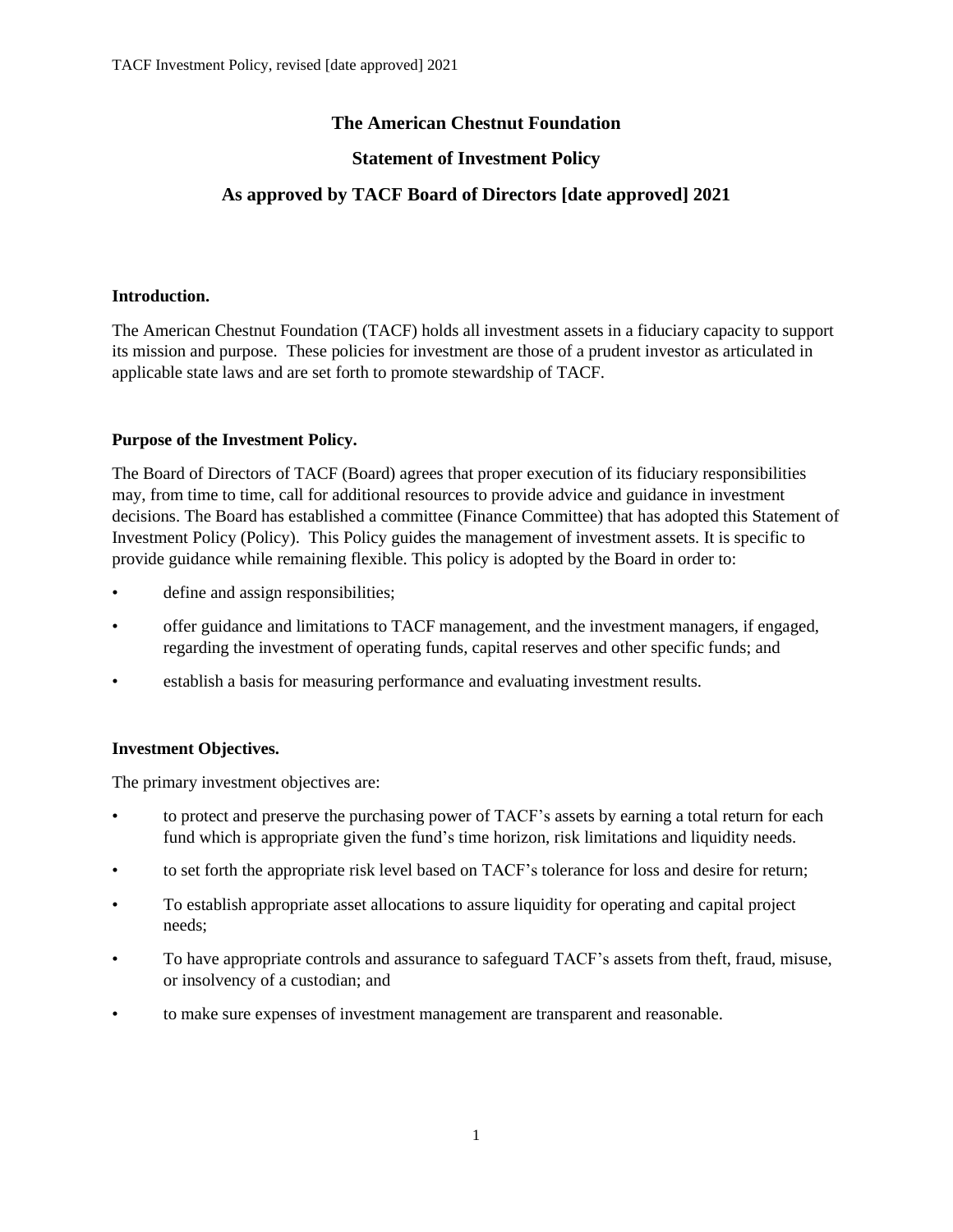# The American Chestnut Foundation

## Statement of Investment Policy

## As approved by TACF Board of Directors [date approved] 2021

**Introduction.**

The American Chestnut Foundation (TACF) holds all investment assets in a fiduciary capacity to support its mission and purpose. These policies for investment are those of a prudent investor as articulated in applicable state laws and are set forth to promote stewardship of TACF.

**Purpose of the Investment Policy.**

The Board of Directors of TACF (Board) agrees that proper execution of its fiduciary responsibilities may, from time to time, call for additional resources to provide advice and guidance in investment decisions. The Board has established a committee (Finance Committee) that has adopted this Statement of Investment Policy (Policy). This Policy guides the management of investment assets. It is specific to provide guidance while remaining flexible. This policy is adopted by the Board in order to:

- define and assign responsibilities;
- offer guidance and limitations to TACF management, and the investment managers, if engaged, regarding the investment of operating funds, capital reserves and other specific funds; and
- establish a basis for measuring performance and evaluating investment results.

**Investment Objectives.**

The primary investment objectives are:

- to protect and preserve the purchasing power of TACF's assets by earning a total return for each fund which is appropriate given the fund's time horizon, risk limitations and liquidity needs.
- to set forth the appropriate risk level based on TACF's tolerance for loss and desire for return;
- To establish appropriate asset allocations to assure liquidity for operating and capital project needs;
- To have appropriate controls and assurance to safeguard TACF's assets from theft, fraud, misuse, or insolvency of a custodian; and
- to make sure expenses of investment management are transparent and reasonable.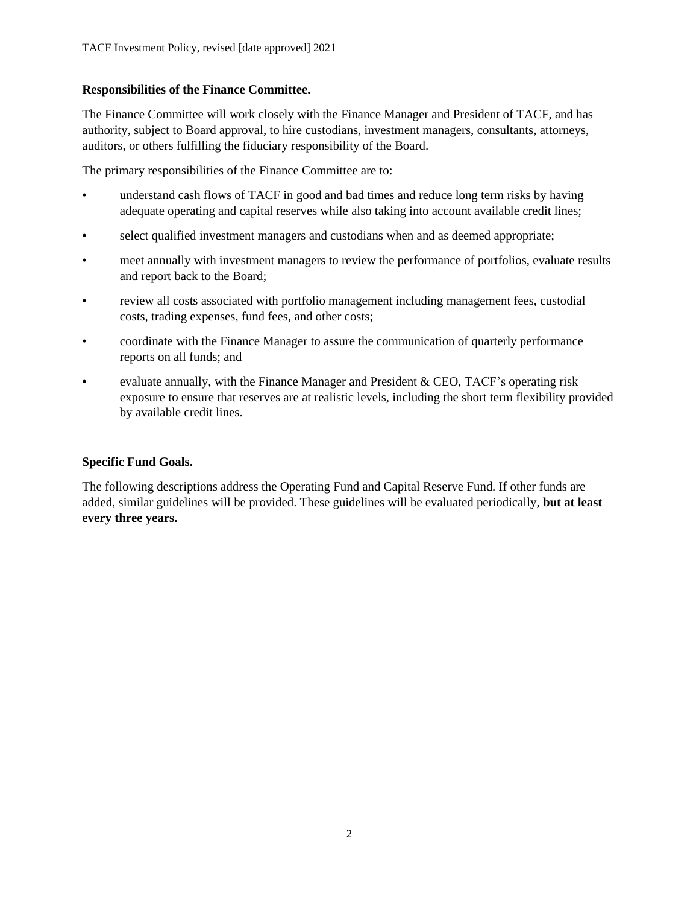**Responsibilities of the Finance Committee.**

The Finance Committee will work closely with the Finance Manager and President of TACF, and has authority, subject to Board approval, to hire custodians, investment managers, consultants, attorneys, auditors, or others fulfilling the fiduciary responsibility of the Board.

The primary responsibilities of the Finance Committee are to:

- understand cash flows of TACF in good and bad times and reduce long term risks by having adequate operating and capital reserves while also taking into account available credit lines;
- select qualified investment managers and custodians when and as deemed appropriate;
- meet annually with investment managers to review the performance of portfolios, evaluate results and report back to the Board;
- review all costs associated with portfolio management including management fees, custodial costs, trading expenses, fund fees, and other costs;
- coordinate with the Finance Manager to assure the communication of quarterly performance reports on all funds; and
- evaluate annually, with the Finance Manager and President & CEO, TACF's operating risk exposure to ensure that reserves are at realistic levels, including the short term flexibility provided by available credit lines.

**Specific Fund Goals.**

The following descriptions address the Operating Fund and Capital Reserve Fund. If other funds are added, similar guidelines will be provided. These guidelines will be evaluated periodically, **but at least every three years.**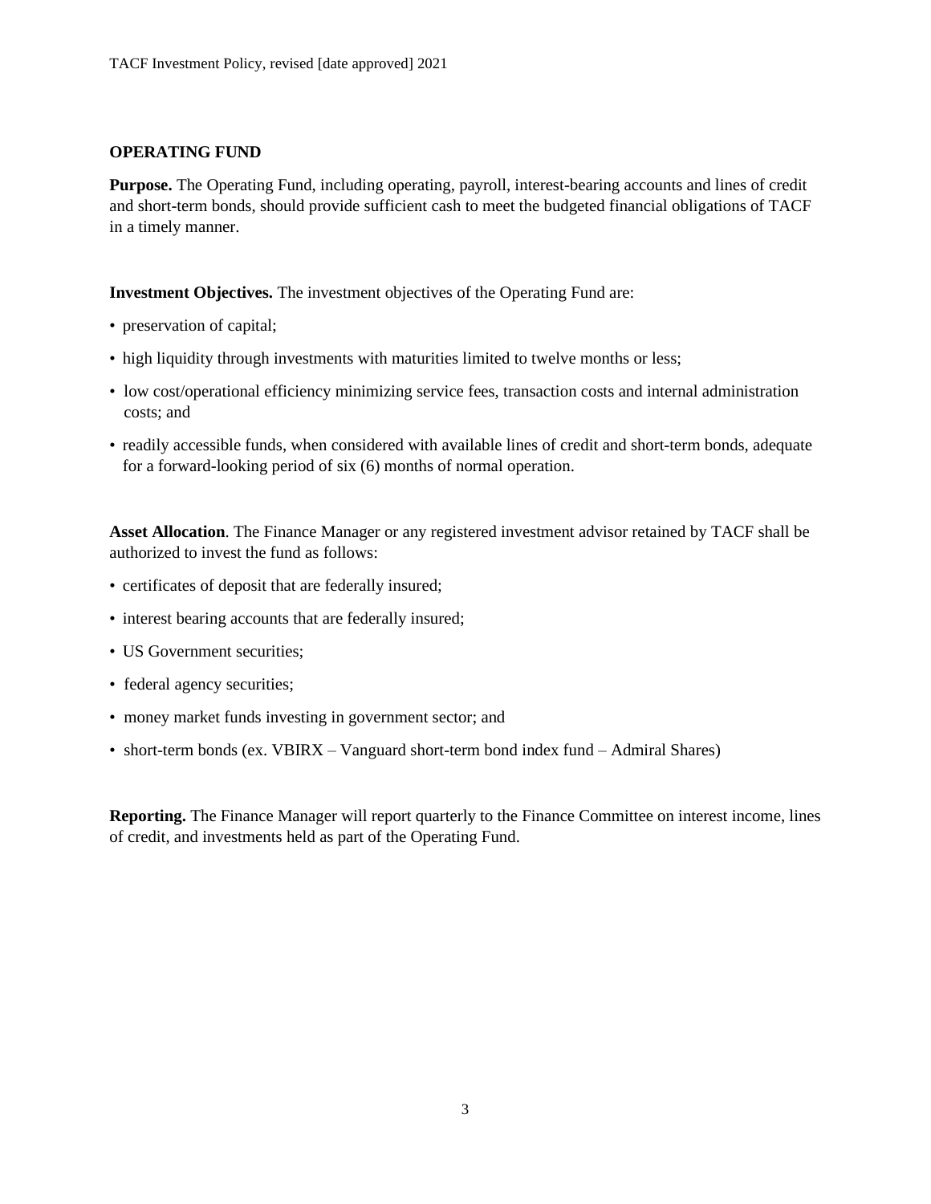## OPERATING FUND

**Purpose.** The Operating Fund, including operating, payroll, interest-bearing accounts and lines of credit and short-term bonds, should provide sufficient cash to meet the budgeted financial obligations of TACF in a timely manner.

**Investment Objectives.** The investment objectives of the Operating Fund are:

- preservation of capital;
- high liquidity through investments with maturities limited to twelve months or less;
- low cost/operational efficiency minimizing service fees, transaction costs and internal administration costs; and
- readily accessible funds, when considered with available lines of credit and short-term bonds, adequate for a forward-looking period of six (6) months of normal operation.

**Asset Allocation**. The Finance Manager or any registered investment advisor retained by TACF shall be authorized to invest the fund as follows:

- certificates of deposit that are federally insured;
- interest bearing accounts that are federally insured;
- US Government securities;
- federal agency securities;
- money market funds investing in government sector; and
- short-term bonds (ex. VBIRX – Vanguard short-term bond index fund – Admiral Shares)

**Reporting.** The Finance Manager will report quarterly to the Finance Committee on interest income, lines of credit, and investments held as part of the Operating Fund.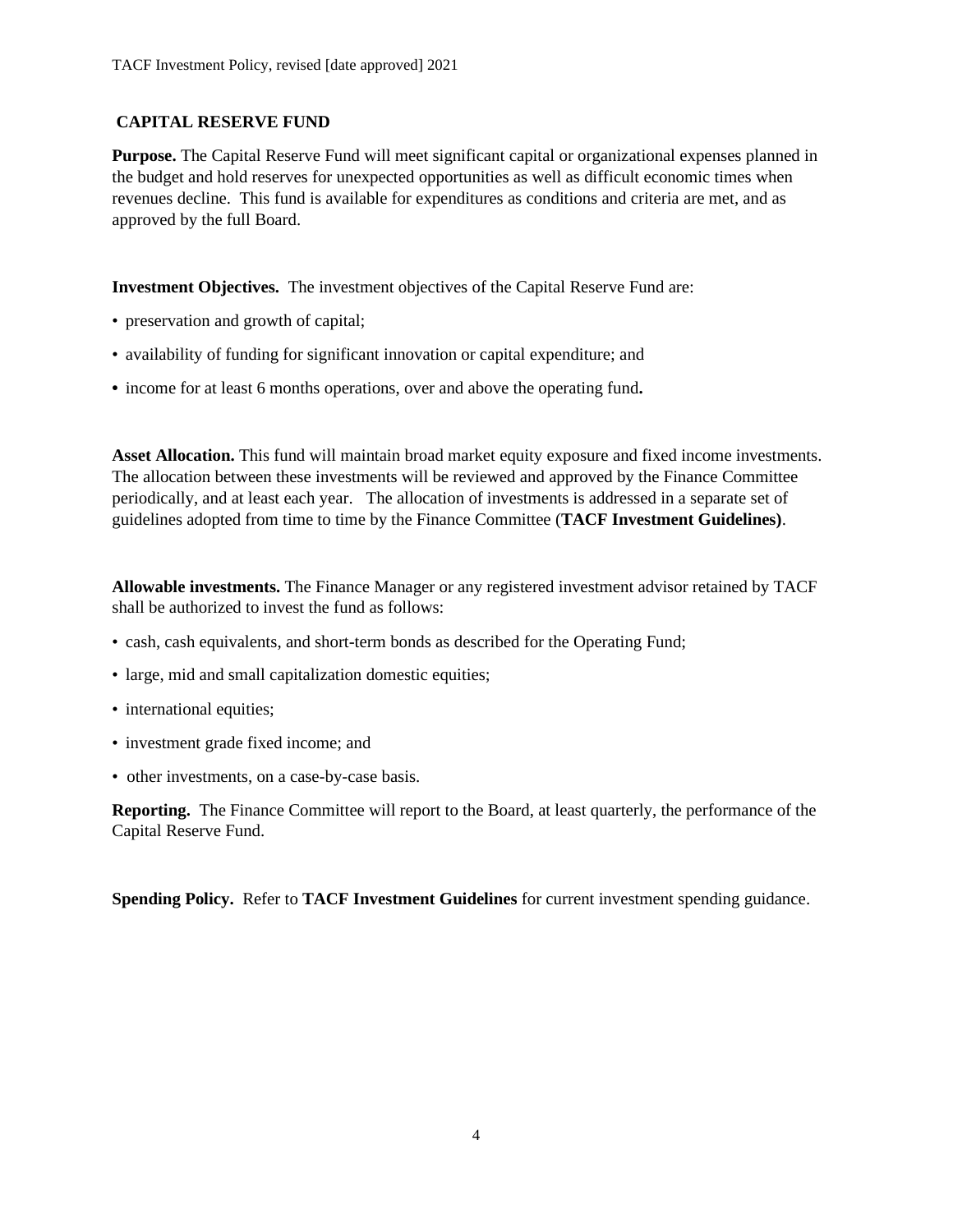## CAPITAL RESERVE FUND

**Purpose.** The Capital Reserve Fund will meet significant capital or organizational expenses planned in the budget and hold reserves for unexpected opportunities as well as difficult economic times when revenues decline. This fund is available for expenditures as conditions and criteria are met, and as approved by the full Board.

**Investment Objectives.** The investment objectives of the Capital Reserve Fund are:

- preservation and growth of capital;
- availability of funding for significant innovation or capital expenditure; and
- income for at least 6 months operations, over and above the operating fund**.**

**Asset Allocation.** This fund will maintain broad market equity exposure and fixed income investments. The allocation between these investments will be reviewed and approved by the Finance Committee periodically, and at least each year. The allocation of investments is addressed in a separate set of guidelines adopted from time to time by the Finance Committee (**TACF Investment Guidelines)**.

**Allowable investments.** The Finance Manager or any registered investment advisor retained by TACF shall be authorized to invest the fund as follows:

- cash, cash equivalents, and short-term bonds as described for the Operating Fund;
- large, mid and small capitalization domestic equities;
- international equities;
- investment grade fixed income; and
- other investments, on a case-by-case basis.

**Reporting.** The Finance Committee will report to the Board, at least quarterly, the performance of the Capital Reserve Fund.

**Spending Policy.** Refer to **TACF Investment Guidelines** for current investment spending guidance.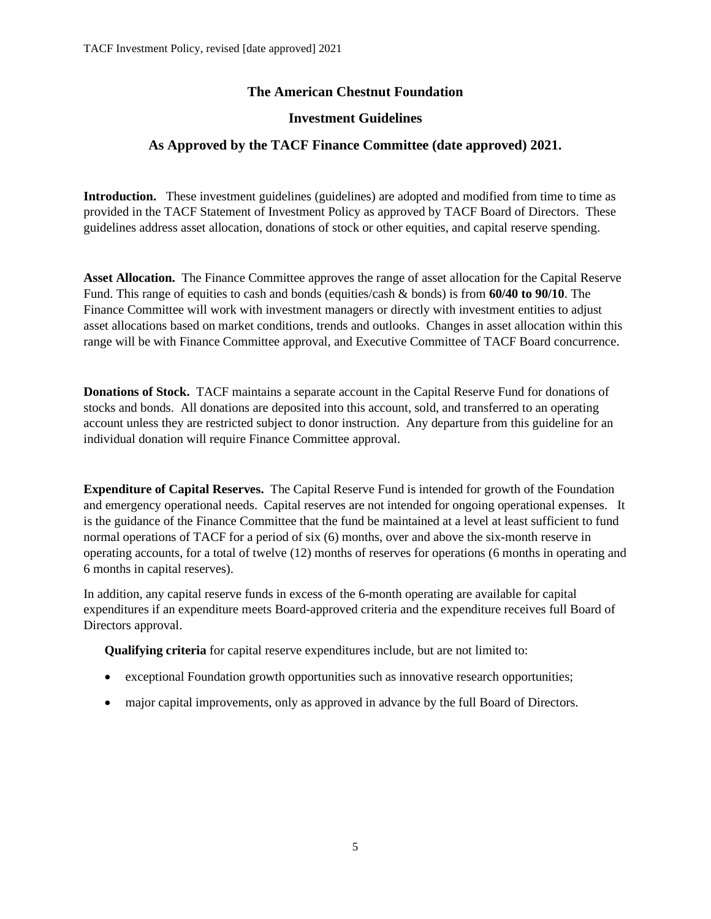# The American Chestnut Foundation

## Investment Guidelines

## As Approved by the TACF Finance Committee (date approved) 2021.

**Introduction.** These investment guidelines (guidelines) are adopted and modified from time to time as provided in the TACF Statement of Investment Policy as approved by TACF Board of Directors. These guidelines address asset allocation, donations of stock or other equities, and capital reserve spending.

**Asset Allocation.** The Finance Committee approves the range of asset allocation for the Capital Reserve Fund. This range of equities to cash and bonds (equities/cash & bonds) is from **60/40 to 90/10**. The Finance Committee will work with investment managers or directly with investment entities to adjust asset allocations based on market conditions, trends and outlooks. Changes in asset allocation within this range will be with Finance Committee approval, and Executive Committee of TACF Board concurrence.

**Donations of Stock.** TACF maintains a separate account in the Capital Reserve Fund for donations of stocks and bonds. All donations are deposited into this account, sold, and transferred to an operating account unless they are restricted subject to donor instruction. Any departure from this guideline for an individual donation will require Finance Committee approval.

**Expenditure of Capital Reserves.** The Capital Reserve Fund is intended for growth of the Foundation and emergency operational needs. Capital reserves are not intended for ongoing operational expenses. It is the guidance of the Finance Committee that the fund be maintained at a level at least sufficient to fund normal operations of TACF for a period of six (6) months, over and above the six-month reserve in operating accounts, for a total of twelve (12) months of reserves for operations (6 months in operating and 6 months in capital reserves).

In addition, any capital reserve funds in excess of the 6-month operating are available for capital expenditures if an expenditure meets Board-approved criteria and the expenditure receives full Board of Directors approval.

**Qualifying criteria** for capital reserve expenditures include, but are not limited to:

- exceptional Foundation growth opportunities such as innovative research opportunities;
- major capital improvements, only as approved in advance by the full Board of Directors.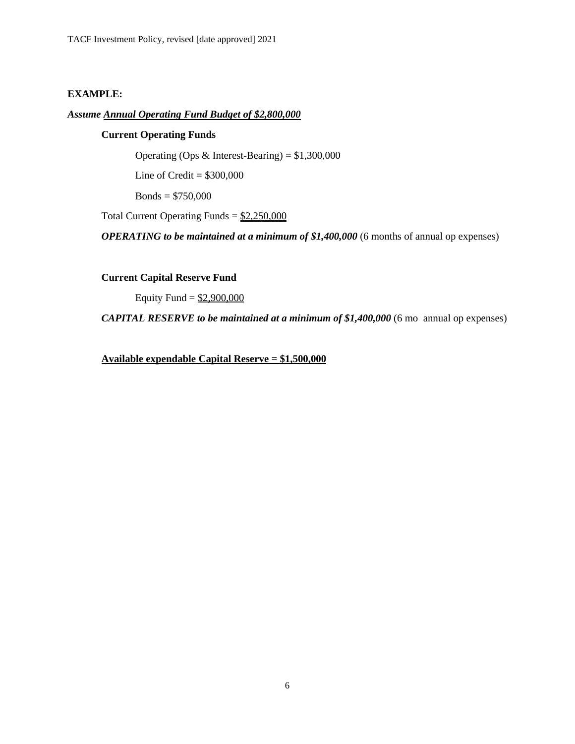**EXAMPLE:**

***Assume Annual Operating Fund Budget of $2,800,000***

**Current Operating Funds**

Operating (Ops & Interest-Bearing) = $1,300,000

Line of Credit = $300,000

Bonds = $750,000

Total Current Operating Funds = $2,250,000

***OPERATING to be maintained at a minimum of $1,400,000*** (6 months of annual op expenses)

**Current Capital Reserve Fund**

Equity Fund = $2,900,000

***CAPITAL RESERVE to be maintained at a minimum of $1,400,000*** (6 mo annual op expenses)

**Available expendable Capital Reserve = $1,500,000**